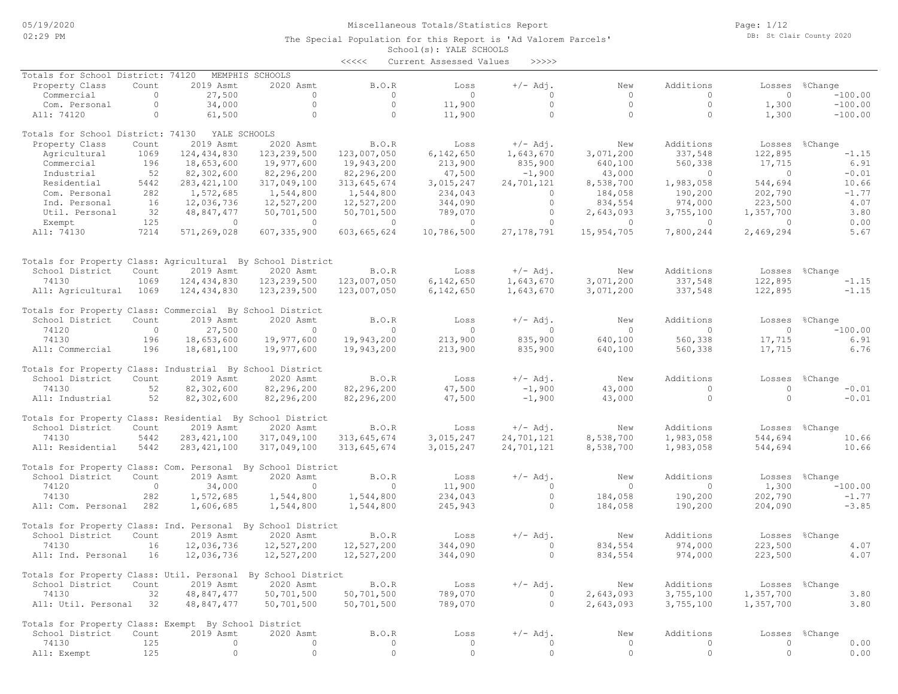Miscellaneous Totals/Statistics Report

The Special Population for this Report is 'Ad Valorem Parcels'

School(s): YALE SCHOOLS

<<<<< Current Assessed Values >>>>>

Totals for School District: 74120 MEMPHIS SCHOOLS

| Property Class | Count | 2019 Asmt | 2020 Asmt | B.O.R | Loss | +/- Adj. | New | Additions | Losses | %Change |
|---|---|---|---|---|---|---|---|---|---|---|
| Commercial | 0 | 27,500 | 0 | 0 | 0 | 0 | 0 | 0 | 0 | -100.00 |
| Com. Personal | 0 | 34,000 | 0 | 0 | 11,900 | 0 | 0 | 0 | 1,300 | -100.00 |
| All: 74120 | 0 | 61,500 | 0 | 0 | 11,900 | 0 | 0 | 0 | 1,300 | -100.00 |

Totals for School District: 74130 YALE SCHOOLS

| Property Class | Count | 2019 Asmt | 2020 Asmt | B.O.R | Loss | +/- Adj. | New | Additions | Losses | %Change |
|---|---|---|---|---|---|---|---|---|---|---|
| Agricultural | 1069 | 124,434,830 | 123,239,500 | 123,007,050 | 6,142,650 | 1,643,670 | 3,071,200 | 337,548 | 122,895 | -1.15 |
| Commercial | 196 | 18,653,600 | 19,977,600 | 19,943,200 | 213,900 | 835,900 | 640,100 | 560,338 | 17,715 | 6.91 |
| Industrial | 52 | 82,302,600 | 82,296,200 | 82,296,200 | 47,500 | -1,900 | 43,000 | 0 | 0 | -0.01 |
| Residential | 5442 | 283,421,100 | 317,049,100 | 313,645,674 | 3,015,247 | 24,701,121 | 8,538,700 | 1,983,058 | 544,694 | 10.66 |
| Com. Personal | 282 | 1,572,685 | 1,544,800 | 1,544,800 | 234,043 | 0 | 184,058 | 190,200 | 202,790 | -1.77 |
| Ind. Personal | 16 | 12,036,736 | 12,527,200 | 12,527,200 | 344,090 | 0 | 834,554 | 974,000 | 223,500 | 4.07 |
| Util. Personal | 32 | 48,847,477 | 50,701,500 | 50,701,500 | 789,070 | 0 | 2,643,093 | 3,755,100 | 1,357,700 | 3.80 |
| Exempt | 125 | 0 | 0 | 0 | 0 | 0 | 0 | 0 | 0 | 0.00 |
| All: 74130 | 7214 | 571,269,028 | 607,335,900 | 603,665,624 | 10,786,500 | 27,178,791 | 15,954,705 | 7,800,244 | 2,469,294 | 5.67 |

Totals for Property Class: Agricultural By School District

| School District | Count | 2019 Asmt | 2020 Asmt | B.O.R | Loss | +/- Adj. | New | Additions | Losses | %Change |
|---|---|---|---|---|---|---|---|---|---|---|
| 74130 | 1069 | 124,434,830 | 123,239,500 | 123,007,050 | 6,142,650 | 1,643,670 | 3,071,200 | 337,548 | 122,895 | -1.15 |
| All: Agricultural | 1069 | 124,434,830 | 123,239,500 | 123,007,050 | 6,142,650 | 1,643,670 | 3,071,200 | 337,548 | 122,895 | -1.15 |

Totals for Property Class: Commercial By School District

| School District | Count | 2019 Asmt | 2020 Asmt | B.O.R | Loss | +/- Adj. | New | Additions | Losses | %Change |
|---|---|---|---|---|---|---|---|---|---|---|
| 74120 | 0 | 27,500 | 0 | 0 | 0 | 0 | 0 | 0 | 0 | -100.00 |
| 74130 | 196 | 18,653,600 | 19,977,600 | 19,943,200 | 213,900 | 835,900 | 640,100 | 560,338 | 17,715 | 6.91 |
| All: Commercial | 196 | 18,681,100 | 19,977,600 | 19,943,200 | 213,900 | 835,900 | 640,100 | 560,338 | 17,715 | 6.76 |

Totals for Property Class: Industrial By School District

| School District | Count | 2019 Asmt | 2020 Asmt | B.O.R | Loss | +/- Adj. | New | Additions | Losses | %Change |
|---|---|---|---|---|---|---|---|---|---|---|
| 74130 | 52 | 82,302,600 | 82,296,200 | 82,296,200 | 47,500 | -1,900 | 43,000 | 0 | 0 | -0.01 |
| All: Industrial | 52 | 82,302,600 | 82,296,200 | 82,296,200 | 47,500 | -1,900 | 43,000 | 0 | 0 | -0.01 |

Totals for Property Class: Residential By School District

| School District | Count | 2019 Asmt | 2020 Asmt | B.O.R | Loss | +/- Adj. | New | Additions | Losses | %Change |
|---|---|---|---|---|---|---|---|---|---|---|
| 74130 | 5442 | 283,421,100 | 317,049,100 | 313,645,674 | 3,015,247 | 24,701,121 | 8,538,700 | 1,983,058 | 544,694 | 10.66 |
| All: Residential | 5442 | 283,421,100 | 317,049,100 | 313,645,674 | 3,015,247 | 24,701,121 | 8,538,700 | 1,983,058 | 544,694 | 10.66 |

Totals for Property Class: Com. Personal By School District

| School District | Count | 2019 Asmt | 2020 Asmt | B.O.R | Loss | +/- Adj. | New | Additions | Losses | %Change |
|---|---|---|---|---|---|---|---|---|---|---|
| 74120 | 0 | 34,000 | 0 | 0 | 11,900 | 0 | 0 | 0 | 1,300 | -100.00 |
| 74130 | 282 | 1,572,685 | 1,544,800 | 1,544,800 | 234,043 | 0 | 184,058 | 190,200 | 202,790 | -1.77 |
| All: Com. Personal | 282 | 1,606,685 | 1,544,800 | 1,544,800 | 245,943 | 0 | 184,058 | 190,200 | 204,090 | -3.85 |

Totals for Property Class: Ind. Personal By School District

| School District | Count | 2019 Asmt | 2020 Asmt | B.O.R | Loss | +/- Adj. | New | Additions | Losses | %Change |
|---|---|---|---|---|---|---|---|---|---|---|
| 74130 | 16 | 12,036,736 | 12,527,200 | 12,527,200 | 344,090 | 0 | 834,554 | 974,000 | 223,500 | 4.07 |
| All: Ind. Personal | 16 | 12,036,736 | 12,527,200 | 12,527,200 | 344,090 | 0 | 834,554 | 974,000 | 223,500 | 4.07 |

Totals for Property Class: Util. Personal By School District

| School District | Count | 2019 Asmt | 2020 Asmt | B.O.R | Loss | +/- Adj. | New | Additions | Losses | %Change |
|---|---|---|---|---|---|---|---|---|---|---|
| 74130 | 32 | 48,847,477 | 50,701,500 | 50,701,500 | 789,070 | 0 | 2,643,093 | 3,755,100 | 1,357,700 | 3.80 |
| All: Util. Personal | 32 | 48,847,477 | 50,701,500 | 50,701,500 | 789,070 | 0 | 2,643,093 | 3,755,100 | 1,357,700 | 3.80 |

Totals for Property Class: Exempt By School District

| School District | Count | 2019 Asmt | 2020 Asmt | B.O.R | Loss | +/- Adj. | New | Additions | Losses | %Change |
|---|---|---|---|---|---|---|---|---|---|---|
| 74130 | 125 | 0 | 0 | 0 | 0 | 0 | 0 | 0 | 0 | 0.00 |
| All: Exempt | 125 | 0 | 0 | 0 | 0 | 0 | 0 | 0 | 0 | 0.00 |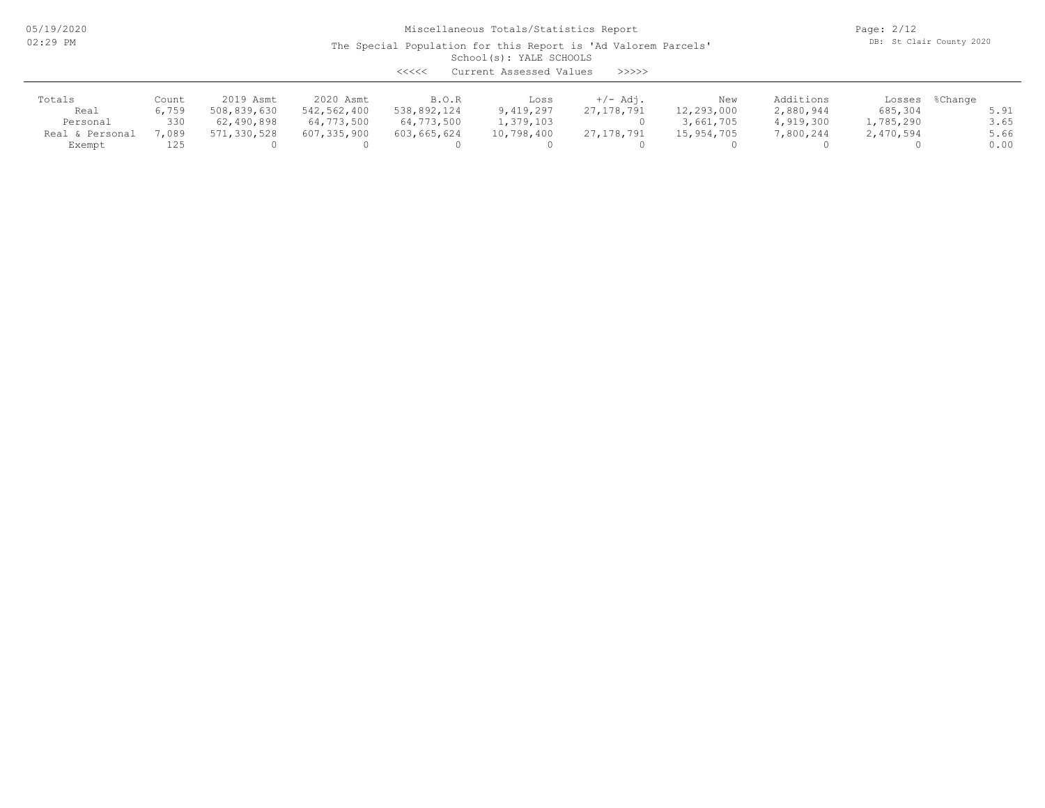# Miscellaneous Totals/Statistics Report

The Special Population for this Report is 'Ad Valorem Parcels'

School(s): YALE SCHOOLS

<<<<< Current Assessed Values >>>>>

| Totals | Count | 2019 Asmt | 2020 Asmt | B.O.R | Loss | +/- Adj. | New | Additions | Losses | %Change |
|---|---|---|---|---|---|---|---|---|---|---|
| Real | 6,759 | 508,839,630 | 542,562,400 | 538,892,124 | 9,419,297 | 27,178,791 | 12,293,000 | 2,880,944 | 685,304 | 5.91 |
| Personal | 330 | 62,490,898 | 64,773,500 | 64,773,500 | 1,379,103 | 0 | 3,661,705 | 4,919,300 | 1,785,290 | 3.65 |
| Real & Personal | 7,089 | 571,330,528 | 607,335,900 | 603,665,624 | 10,798,400 | 27,178,791 | 15,954,705 | 7,800,244 | 2,470,594 | 5.66 |
| Exempt | 125 | 0 | 0 | 0 | 0 | 0 | 0 | 0 | 0 | 0.00 |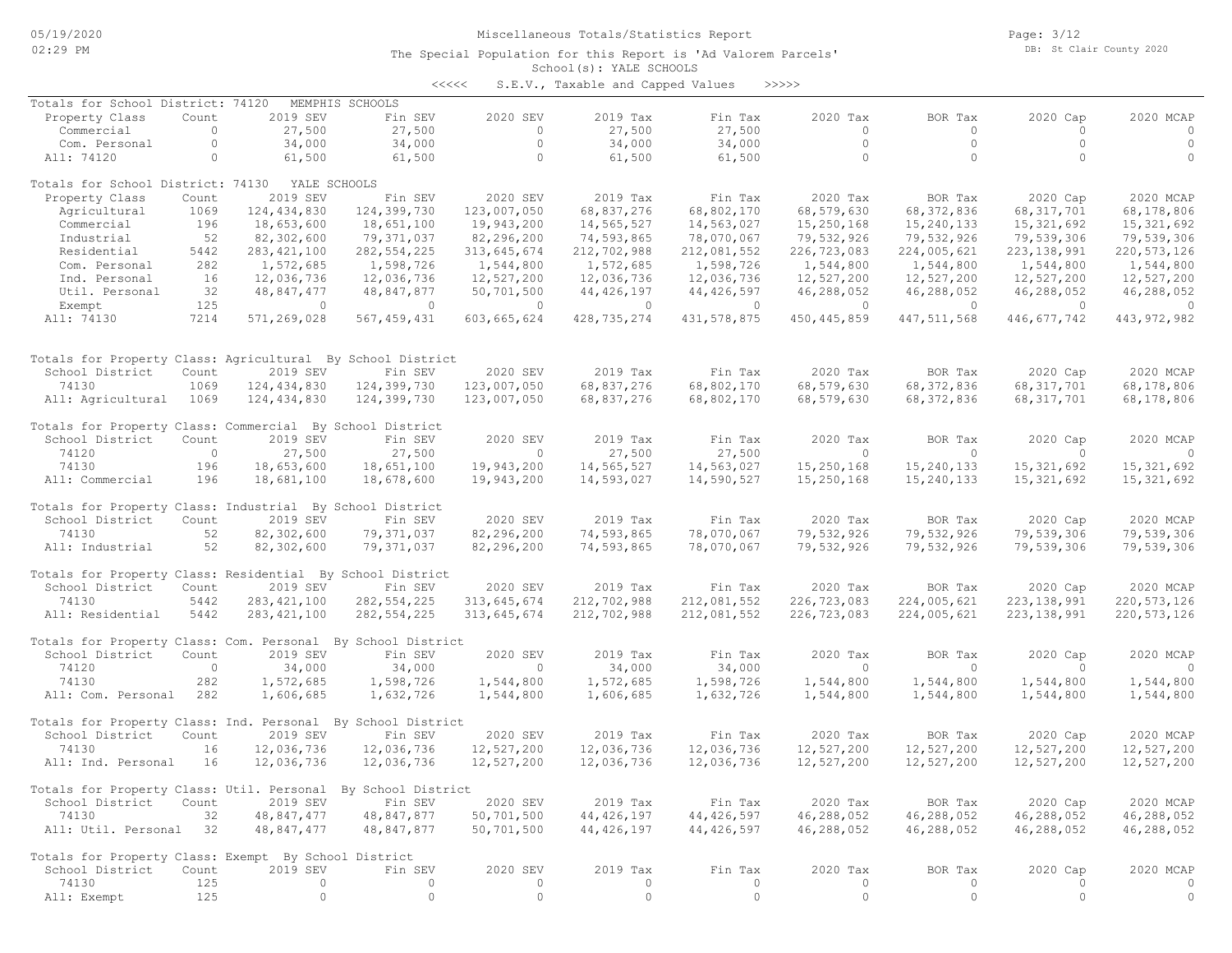# Miscellaneous Totals/Statistics Report

The Special Population for this Report is 'Ad Valorem Parcels'
School(s): YALE SCHOOLS

<<<<< S.E.V., Taxable and Capped Values >>>>>

## Totals for School District: 74120 MEMPHIS SCHOOLS

| Property Class | Count | 2019 SEV | Fin SEV | 2020 SEV | 2019 Tax | Fin Tax | 2020 Tax | BOR Tax | 2020 Cap | 2020 MCAP |
|---|---|---|---|---|---|---|---|---|---|---|
| Commercial | 0 | 27,500 | 27,500 | 0 | 27,500 | 27,500 | 0 | 0 | 0 | 0 |
| Com. Personal | 0 | 34,000 | 34,000 | 0 | 34,000 | 34,000 | 0 | 0 | 0 | 0 |
| All: 74120 | 0 | 61,500 | 61,500 | 0 | 61,500 | 61,500 | 0 | 0 | 0 | 0 |

## Totals for School District: 74130 YALE SCHOOLS

| Property Class | Count | 2019 SEV | Fin SEV | 2020 SEV | 2019 Tax | Fin Tax | 2020 Tax | BOR Tax | 2020 Cap | 2020 MCAP |
|---|---|---|---|---|---|---|---|---|---|---|
| Agricultural | 1069 | 124,434,830 | 124,399,730 | 123,007,050 | 68,837,276 | 68,802,170 | 68,579,630 | 68,372,836 | 68,317,701 | 68,178,806 |
| Commercial | 196 | 18,653,600 | 18,651,100 | 19,943,200 | 14,565,527 | 14,563,027 | 15,250,168 | 15,240,133 | 15,321,692 | 15,321,692 |
| Industrial | 52 | 82,302,600 | 79,371,037 | 82,296,200 | 74,593,865 | 78,070,067 | 79,532,926 | 79,532,926 | 79,539,306 | 79,539,306 |
| Residential | 5442 | 283,421,100 | 282,554,225 | 313,645,674 | 212,702,988 | 212,081,552 | 226,723,083 | 224,005,621 | 223,138,991 | 220,573,126 |
| Com. Personal | 282 | 1,572,685 | 1,598,726 | 1,544,800 | 1,572,685 | 1,598,726 | 1,544,800 | 1,544,800 | 1,544,800 | 1,544,800 |
| Ind. Personal | 16 | 12,036,736 | 12,036,736 | 12,527,200 | 12,036,736 | 12,036,736 | 12,527,200 | 12,527,200 | 12,527,200 | 12,527,200 |
| Util. Personal | 32 | 48,847,477 | 48,847,877 | 50,701,500 | 44,426,197 | 44,426,597 | 46,288,052 | 46,288,052 | 46,288,052 | 46,288,052 |
| Exempt | 125 | 0 | 0 | 0 | 0 | 0 | 0 | 0 | 0 | 0 |
| All: 74130 | 7214 | 571,269,028 | 567,459,431 | 603,665,624 | 428,735,274 | 431,578,875 | 450,445,859 | 447,511,568 | 446,677,742 | 443,972,982 |

## Totals for Property Class: Agricultural By School District

| School District | Count | 2019 SEV | Fin SEV | 2020 SEV | 2019 Tax | Fin Tax | 2020 Tax | BOR Tax | 2020 Cap | 2020 MCAP |
|---|---|---|---|---|---|---|---|---|---|---|
| 74130 | 1069 | 124,434,830 | 124,399,730 | 123,007,050 | 68,837,276 | 68,802,170 | 68,579,630 | 68,372,836 | 68,317,701 | 68,178,806 |
| All: Agricultural | 1069 | 124,434,830 | 124,399,730 | 123,007,050 | 68,837,276 | 68,802,170 | 68,579,630 | 68,372,836 | 68,317,701 | 68,178,806 |

## Totals for Property Class: Commercial By School District

| School District | Count | 2019 SEV | Fin SEV | 2020 SEV | 2019 Tax | Fin Tax | 2020 Tax | BOR Tax | 2020 Cap | 2020 MCAP |
|---|---|---|---|---|---|---|---|---|---|---|
| 74120 | 0 | 27,500 | 27,500 | 0 | 27,500 | 27,500 | 0 | 0 | 0 | 0 |
| 74130 | 196 | 18,653,600 | 18,651,100 | 19,943,200 | 14,565,527 | 14,563,027 | 15,250,168 | 15,240,133 | 15,321,692 | 15,321,692 |
| All: Commercial | 196 | 18,681,100 | 18,678,600 | 19,943,200 | 14,593,027 | 14,590,527 | 15,250,168 | 15,240,133 | 15,321,692 | 15,321,692 |

## Totals for Property Class: Industrial By School District

| School District | Count | 2019 SEV | Fin SEV | 2020 SEV | 2019 Tax | Fin Tax | 2020 Tax | BOR Tax | 2020 Cap | 2020 MCAP |
|---|---|---|---|---|---|---|---|---|---|---|
| 74130 | 52 | 82,302,600 | 79,371,037 | 82,296,200 | 74,593,865 | 78,070,067 | 79,532,926 | 79,532,926 | 79,539,306 | 79,539,306 |
| All: Industrial | 52 | 82,302,600 | 79,371,037 | 82,296,200 | 74,593,865 | 78,070,067 | 79,532,926 | 79,532,926 | 79,539,306 | 79,539,306 |

## Totals for Property Class: Residential By School District

| School District | Count | 2019 SEV | Fin SEV | 2020 SEV | 2019 Tax | Fin Tax | 2020 Tax | BOR Tax | 2020 Cap | 2020 MCAP |
|---|---|---|---|---|---|---|---|---|---|---|
| 74130 | 5442 | 283,421,100 | 282,554,225 | 313,645,674 | 212,702,988 | 212,081,552 | 226,723,083 | 224,005,621 | 223,138,991 | 220,573,126 |
| All: Residential | 5442 | 283,421,100 | 282,554,225 | 313,645,674 | 212,702,988 | 212,081,552 | 226,723,083 | 224,005,621 | 223,138,991 | 220,573,126 |

## Totals for Property Class: Com. Personal By School District

| School District | Count | 2019 SEV | Fin SEV | 2020 SEV | 2019 Tax | Fin Tax | 2020 Tax | BOR Tax | 2020 Cap | 2020 MCAP |
|---|---|---|---|---|---|---|---|---|---|---|
| 74120 | 0 | 34,000 | 34,000 | 0 | 34,000 | 34,000 | 0 | 0 | 0 | 0 |
| 74130 | 282 | 1,572,685 | 1,598,726 | 1,544,800 | 1,572,685 | 1,598,726 | 1,544,800 | 1,544,800 | 1,544,800 | 1,544,800 |
| All: Com. Personal | 282 | 1,606,685 | 1,632,726 | 1,544,800 | 1,606,685 | 1,632,726 | 1,544,800 | 1,544,800 | 1,544,800 | 1,544,800 |

## Totals for Property Class: Ind. Personal By School District

| School District | Count | 2019 SEV | Fin SEV | 2020 SEV | 2019 Tax | Fin Tax | 2020 Tax | BOR Tax | 2020 Cap | 2020 MCAP |
|---|---|---|---|---|---|---|---|---|---|---|
| 74130 | 16 | 12,036,736 | 12,036,736 | 12,527,200 | 12,036,736 | 12,036,736 | 12,527,200 | 12,527,200 | 12,527,200 | 12,527,200 |
| All: Ind. Personal | 16 | 12,036,736 | 12,036,736 | 12,527,200 | 12,036,736 | 12,036,736 | 12,527,200 | 12,527,200 | 12,527,200 | 12,527,200 |

## Totals for Property Class: Util. Personal By School District

| School District | Count | 2019 SEV | Fin SEV | 2020 SEV | 2019 Tax | Fin Tax | 2020 Tax | BOR Tax | 2020 Cap | 2020 MCAP |
|---|---|---|---|---|---|---|---|---|---|---|
| 74130 | 32 | 48,847,477 | 48,847,877 | 50,701,500 | 44,426,197 | 44,426,597 | 46,288,052 | 46,288,052 | 46,288,052 | 46,288,052 |
| All: Util. Personal | 32 | 48,847,477 | 48,847,877 | 50,701,500 | 44,426,197 | 44,426,597 | 46,288,052 | 46,288,052 | 46,288,052 | 46,288,052 |

## Totals for Property Class: Exempt By School District

| School District | Count | 2019 SEV | Fin SEV | 2020 SEV | 2019 Tax | Fin Tax | 2020 Tax | BOR Tax | 2020 Cap | 2020 MCAP |
|---|---|---|---|---|---|---|---|---|---|---|
| 74130 | 125 | 0 | 0 | 0 | 0 | 0 | 0 | 0 | 0 | 0 |
| All: Exempt | 125 | 0 | 0 | 0 | 0 | 0 | 0 | 0 | 0 | 0 |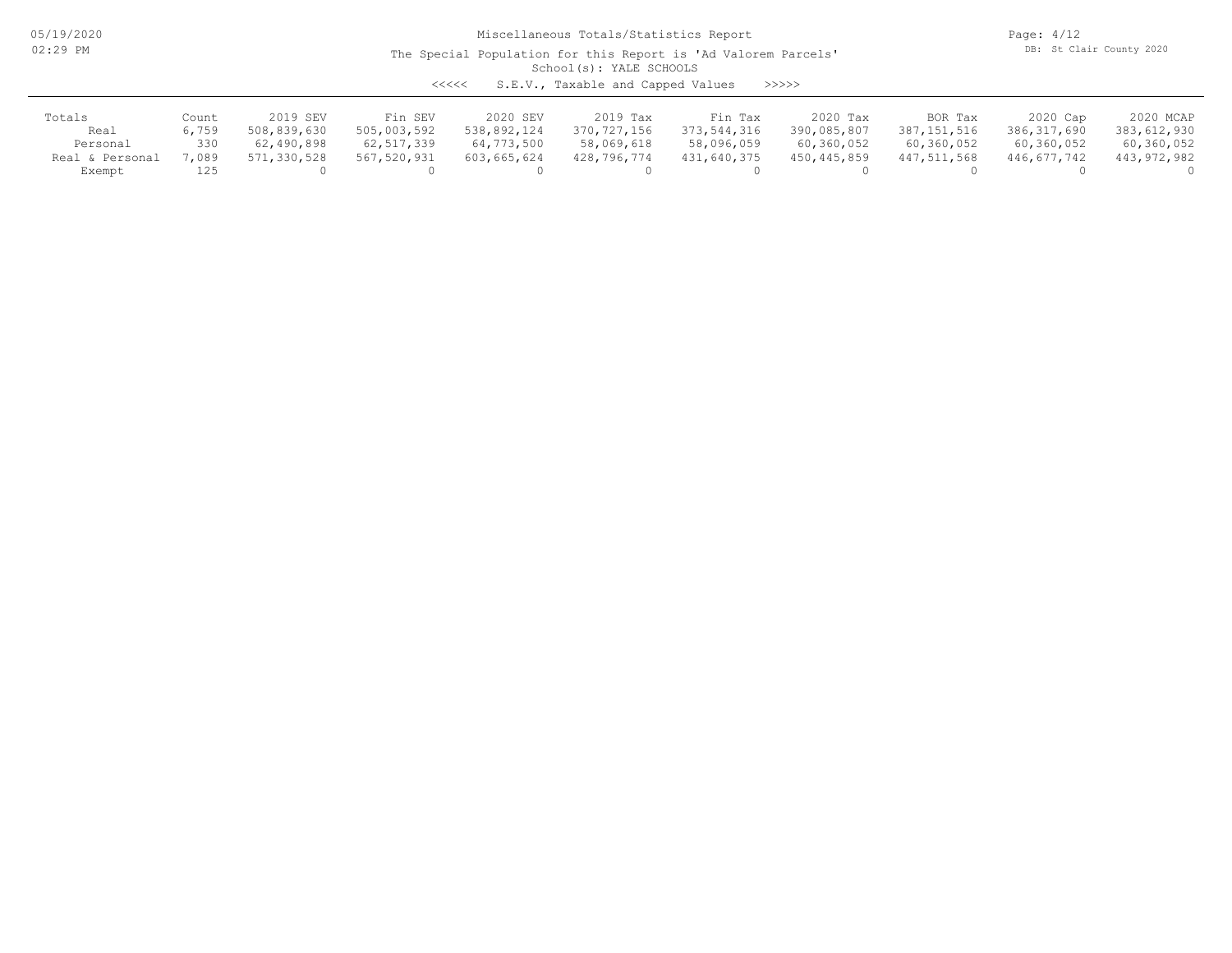Miscellaneous Totals/Statistics Report

The Special Population for this Report is 'Ad Valorem Parcels'

School(s): YALE SCHOOLS

<<<<< S.E.V., Taxable and Capped Values >>>>>

| Totals | Count | 2019 SEV | Fin SEV | 2020 SEV | 2019 Tax | Fin Tax | 2020 Tax | BOR Tax | 2020 Cap | 2020 MCAP |
|---|---|---|---|---|---|---|---|---|---|---|
| Real | 6,759 | 508,839,630 | 505,003,592 | 538,892,124 | 370,727,156 | 373,544,316 | 390,085,807 | 387,151,516 | 386,317,690 | 383,612,930 |
| Personal | 330 | 62,490,898 | 62,517,339 | 64,773,500 | 58,069,618 | 58,096,059 | 60,360,052 | 60,360,052 | 60,360,052 | 60,360,052 |
| Real & Personal | 7,089 | 571,330,528 | 567,520,931 | 603,665,624 | 428,796,774 | 431,640,375 | 450,445,859 | 447,511,568 | 446,677,742 | 443,972,982 |
| Exempt | 125 | 0 | 0 | 0 | 0 | 0 | 0 | 0 | 0 | 0 |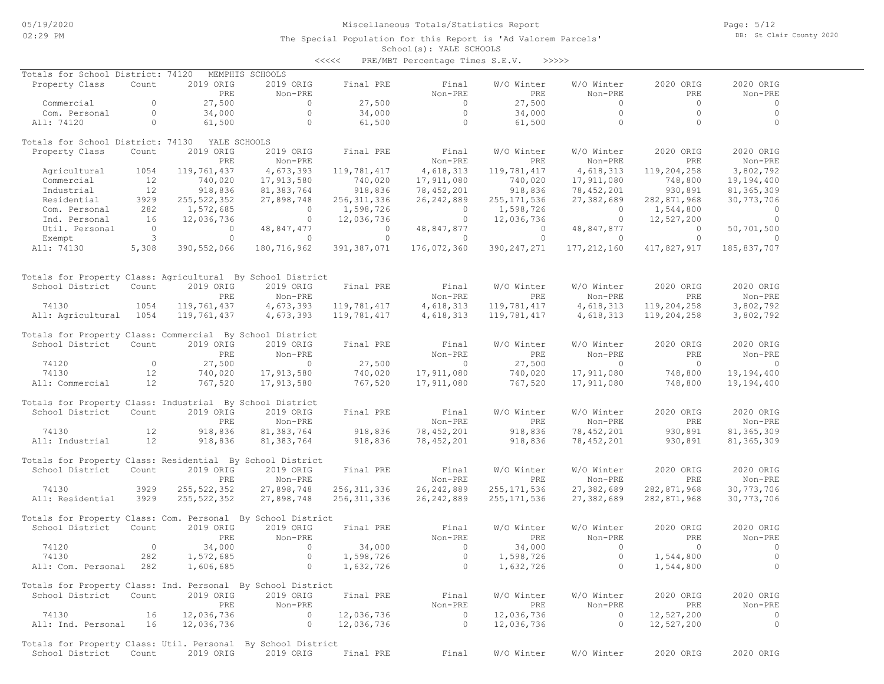Miscellaneous Totals/Statistics Report

The Special Population for this Report is 'Ad Valorem Parcels'

School(s): YALE SCHOOLS

<<<<< PRE/MBT Percentage Times S.E.V. >>>>>

**Totals for School District: 74120 MEMPHIS SCHOOLS**

| Property Class | Count | 2019 ORIG PRE | 2019 ORIG Non-PRE | Final PRE | Final Non-PRE | W/O Winter PRE | W/O Winter Non-PRE | 2020 ORIG PRE | 2020 ORIG Non-PRE |
|---|---|---|---|---|---|---|---|---|---|
| Commercial | 0 | 27,500 | 0 | 27,500 | 0 | 27,500 | 0 | 0 | 0 |
| Com. Personal | 0 | 34,000 | 0 | 34,000 | 0 | 34,000 | 0 | 0 | 0 |
| All: 74120 | 0 | 61,500 | 0 | 61,500 | 0 | 61,500 | 0 | 0 | 0 |

**Totals for School District: 74130 YALE SCHOOLS**

| Property Class | Count | 2019 ORIG PRE | 2019 ORIG Non-PRE | Final PRE | Final Non-PRE | W/O Winter PRE | W/O Winter Non-PRE | 2020 ORIG PRE | 2020 ORIG Non-PRE |
|---|---|---|---|---|---|---|---|---|---|
| Agricultural | 1054 | 119,761,437 | 4,673,393 | 119,781,417 | 4,618,313 | 119,781,417 | 4,618,313 | 119,204,258 | 3,802,792 |
| Commercial | 12 | 740,020 | 17,913,580 | 740,020 | 17,911,080 | 740,020 | 17,911,080 | 748,800 | 19,194,400 |
| Industrial | 12 | 918,836 | 81,383,764 | 918,836 | 78,452,201 | 918,836 | 78,452,201 | 930,891 | 81,365,309 |
| Residential | 3929 | 255,522,352 | 27,898,748 | 256,311,336 | 26,242,889 | 255,171,536 | 27,382,689 | 282,871,968 | 30,773,706 |
| Com. Personal | 282 | 1,572,685 | 0 | 1,598,726 | 0 | 1,598,726 | 0 | 1,544,800 | 0 |
| Ind. Personal | 16 | 12,036,736 | 0 | 12,036,736 | 0 | 12,036,736 | 0 | 12,527,200 | 0 |
| Util. Personal | 0 | 0 | 48,847,477 | 0 | 48,847,877 | 0 | 48,847,877 | 0 | 50,701,500 |
| Exempt | 3 | 0 | 0 | 0 | 0 | 0 | 0 | 0 | 0 |
| All: 74130 | 5,308 | 390,552,066 | 180,716,962 | 391,387,071 | 176,072,360 | 390,247,271 | 177,212,160 | 417,827,917 | 185,837,707 |

**Totals for Property Class: Agricultural By School District**

| School District | Count | 2019 ORIG PRE | 2019 ORIG Non-PRE | Final PRE | Final Non-PRE | W/O Winter PRE | W/O Winter Non-PRE | 2020 ORIG PRE | 2020 ORIG Non-PRE |
|---|---|---|---|---|---|---|---|---|---|
| 74130 | 1054 | 119,761,437 | 4,673,393 | 119,781,417 | 4,618,313 | 119,781,417 | 4,618,313 | 119,204,258 | 3,802,792 |
| All: Agricultural | 1054 | 119,761,437 | 4,673,393 | 119,781,417 | 4,618,313 | 119,781,417 | 4,618,313 | 119,204,258 | 3,802,792 |

**Totals for Property Class: Commercial By School District**

| School District | Count | 2019 ORIG PRE | 2019 ORIG Non-PRE | Final PRE | Final Non-PRE | W/O Winter PRE | W/O Winter Non-PRE | 2020 ORIG PRE | 2020 ORIG Non-PRE |
|---|---|---|---|---|---|---|---|---|---|
| 74120 | 0 | 27,500 | 0 | 27,500 | 0 | 27,500 | 0 | 0 | 0 |
| 74130 | 12 | 740,020 | 17,913,580 | 740,020 | 17,911,080 | 740,020 | 17,911,080 | 748,800 | 19,194,400 |
| All: Commercial | 12 | 767,520 | 17,913,580 | 767,520 | 17,911,080 | 767,520 | 17,911,080 | 748,800 | 19,194,400 |

**Totals for Property Class: Industrial By School District**

| School District | Count | 2019 ORIG PRE | 2019 ORIG Non-PRE | Final PRE | Final Non-PRE | W/O Winter PRE | W/O Winter Non-PRE | 2020 ORIG PRE | 2020 ORIG Non-PRE |
|---|---|---|---|---|---|---|---|---|---|
| 74130 | 12 | 918,836 | 81,383,764 | 918,836 | 78,452,201 | 918,836 | 78,452,201 | 930,891 | 81,365,309 |
| All: Industrial | 12 | 918,836 | 81,383,764 | 918,836 | 78,452,201 | 918,836 | 78,452,201 | 930,891 | 81,365,309 |

**Totals for Property Class: Residential By School District**

| School District | Count | 2019 ORIG PRE | 2019 ORIG Non-PRE | Final PRE | Final Non-PRE | W/O Winter PRE | W/O Winter Non-PRE | 2020 ORIG PRE | 2020 ORIG Non-PRE |
|---|---|---|---|---|---|---|---|---|---|
| 74130 | 3929 | 255,522,352 | 27,898,748 | 256,311,336 | 26,242,889 | 255,171,536 | 27,382,689 | 282,871,968 | 30,773,706 |
| All: Residential | 3929 | 255,522,352 | 27,898,748 | 256,311,336 | 26,242,889 | 255,171,536 | 27,382,689 | 282,871,968 | 30,773,706 |

**Totals for Property Class: Com. Personal By School District**

| School District | Count | 2019 ORIG PRE | 2019 ORIG Non-PRE | Final PRE | Final Non-PRE | W/O Winter PRE | W/O Winter Non-PRE | 2020 ORIG PRE | 2020 ORIG Non-PRE |
|---|---|---|---|---|---|---|---|---|---|
| 74120 | 0 | 34,000 | 0 | 34,000 | 0 | 34,000 | 0 | 0 | 0 |
| 74130 | 282 | 1,572,685 | 0 | 1,598,726 | 0 | 1,598,726 | 0 | 1,544,800 | 0 |
| All: Com. Personal | 282 | 1,606,685 | 0 | 1,632,726 | 0 | 1,632,726 | 0 | 1,544,800 | 0 |

**Totals for Property Class: Ind. Personal By School District**

| School District | Count | 2019 ORIG PRE | 2019 ORIG Non-PRE | Final PRE | Final Non-PRE | W/O Winter PRE | W/O Winter Non-PRE | 2020 ORIG PRE | 2020 ORIG Non-PRE |
|---|---|---|---|---|---|---|---|---|---|
| 74130 | 16 | 12,036,736 | 0 | 12,036,736 | 0 | 12,036,736 | 0 | 12,527,200 | 0 |
| All: Ind. Personal | 16 | 12,036,736 | 0 | 12,036,736 | 0 | 12,036,736 | 0 | 12,527,200 | 0 |

**Totals for Property Class: Util. Personal By School District**

| School District | Count | 2019 ORIG | 2019 ORIG | Final PRE | Final | W/O Winter | W/O Winter | 2020 ORIG | 2020 ORIG |
|---|---|---|---|---|---|---|---|---|---|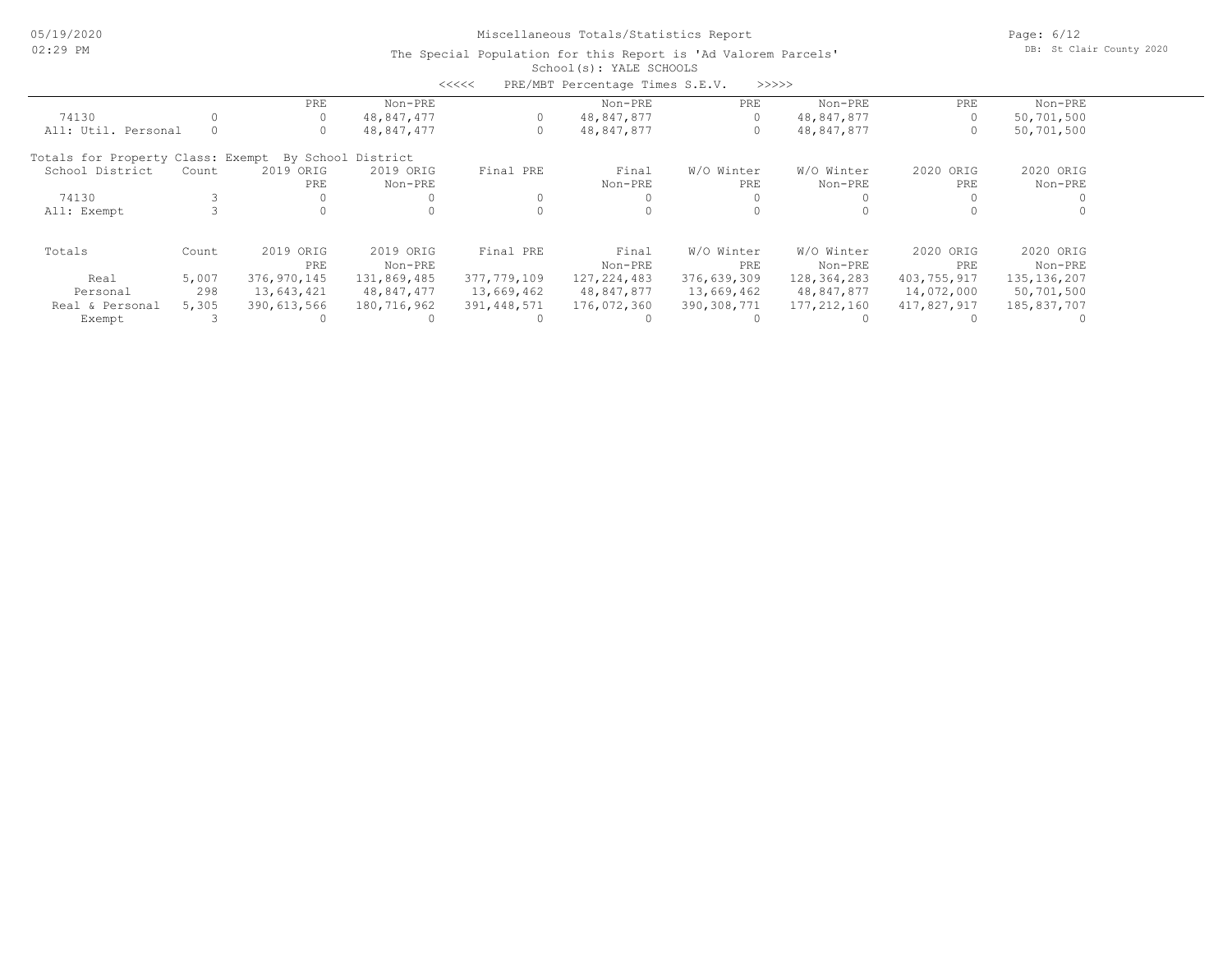Miscellaneous Totals/Statistics Report

The Special Population for this Report is 'Ad Valorem Parcels'

School(s): YALE SCHOOLS

<<<<< PRE/MBT Percentage Times S.E.V. >>>>>

| | | PRE | Non-PRE | | Non-PRE | PRE | Non-PRE | PRE | Non-PRE |
|---|---|---|---|---|---|---|---|---|---|
| 74130 | 0 | 0 | 48,847,477 | 0 | 48,847,877 | 0 | 48,847,877 | 0 | 50,701,500 |
| All: Util. Personal | 0 | 0 | 48,847,477 | 0 | 48,847,877 | 0 | 48,847,877 | 0 | 50,701,500 |

Totals for Property Class: Exempt By School District

| School District | Count | 2019 ORIG PRE | 2019 ORIG Non-PRE | Final PRE | Final Non-PRE | W/O Winter PRE | W/O Winter Non-PRE | 2020 ORIG PRE | 2020 ORIG Non-PRE |
|---|---|---|---|---|---|---|---|---|---|
| 74130 | 3 | 0 | 0 | 0 | 0 | 0 | 0 | 0 | 0 |
| All: Exempt | 3 | 0 | 0 | 0 | 0 | 0 | 0 | 0 | 0 |

| Totals | Count | 2019 ORIG PRE | 2019 ORIG Non-PRE | Final PRE | Final Non-PRE | W/O Winter PRE | W/O Winter Non-PRE | 2020 ORIG PRE | 2020 ORIG Non-PRE |
|---|---|---|---|---|---|---|---|---|---|
| Real | 5,007 | 376,970,145 | 131,869,485 | 377,779,109 | 127,224,483 | 376,639,309 | 128,364,283 | 403,755,917 | 135,136,207 |
| Personal | 298 | 13,643,421 | 48,847,477 | 13,669,462 | 48,847,877 | 13,669,462 | 48,847,877 | 14,072,000 | 50,701,500 |
| Real & Personal | 5,305 | 390,613,566 | 180,716,962 | 391,448,571 | 176,072,360 | 390,308,771 | 177,212,160 | 417,827,917 | 185,837,707 |
| Exempt | 3 | 0 | 0 | 0 | 0 | 0 | 0 | 0 | 0 |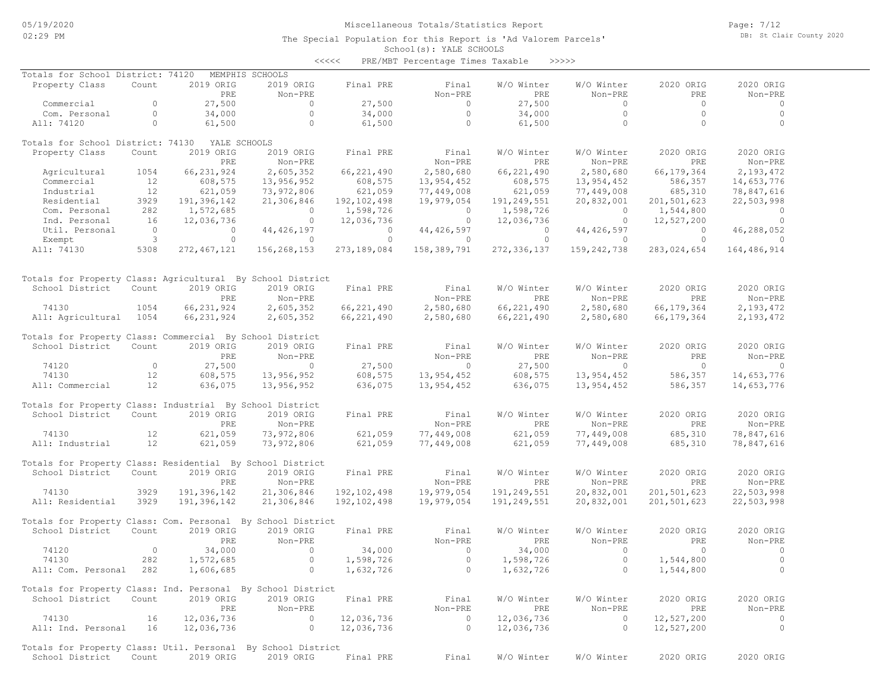Miscellaneous Totals/Statistics Report

The Special Population for this Report is 'Ad Valorem Parcels'

School(s): YALE SCHOOLS

<<<<< PRE/MBT Percentage Times Taxable >>>>>

Totals for School District: 74120 MEMPHIS SCHOOLS

| Property Class | Count | 2019 ORIG PRE | 2019 ORIG Non-PRE | Final PRE | Final Non-PRE | W/O Winter PRE | W/O Winter Non-PRE | 2020 ORIG PRE | 2020 ORIG Non-PRE |
|---|---|---|---|---|---|---|---|---|---|
| Commercial | 0 | 27,500 | 0 | 27,500 | 0 | 27,500 | 0 | 0 | 0 |
| Com. Personal | 0 | 34,000 | 0 | 34,000 | 0 | 34,000 | 0 | 0 | 0 |
| All: 74120 | 0 | 61,500 | 0 | 61,500 | 0 | 61,500 | 0 | 0 | 0 |

Totals for School District: 74130 YALE SCHOOLS

| Property Class | Count | 2019 ORIG PRE | 2019 ORIG Non-PRE | Final PRE | Final Non-PRE | W/O Winter PRE | W/O Winter Non-PRE | 2020 ORIG PRE | 2020 ORIG Non-PRE |
|---|---|---|---|---|---|---|---|---|---|
| Agricultural | 1054 | 66,231,924 | 2,605,352 | 66,221,490 | 2,580,680 | 66,221,490 | 2,580,680 | 66,179,364 | 2,193,472 |
| Commercial | 12 | 608,575 | 13,956,952 | 608,575 | 13,954,452 | 608,575 | 13,954,452 | 586,357 | 14,653,776 |
| Industrial | 12 | 621,059 | 73,972,806 | 621,059 | 77,449,008 | 621,059 | 77,449,008 | 685,310 | 78,847,616 |
| Residential | 3929 | 191,396,142 | 21,306,846 | 192,102,498 | 19,979,054 | 191,249,551 | 20,832,001 | 201,501,623 | 22,503,998 |
| Com. Personal | 282 | 1,572,685 | 0 | 1,598,726 | 0 | 1,598,726 | 0 | 1,544,800 | 0 |
| Ind. Personal | 16 | 12,036,736 | 0 | 12,036,736 | 0 | 12,036,736 | 0 | 12,527,200 | 0 |
| Util. Personal | 0 | 0 | 44,426,197 | 0 | 44,426,597 | 0 | 44,426,597 | 0 | 46,288,052 |
| Exempt | 3 | 0 | 0 | 0 | 0 | 0 | 0 | 0 | 0 |
| All: 74130 | 5308 | 272,467,121 | 156,268,153 | 273,189,084 | 158,389,791 | 272,336,137 | 159,242,738 | 283,024,654 | 164,486,914 |

Totals for Property Class: Agricultural By School District

| School District | Count | 2019 ORIG PRE | 2019 ORIG Non-PRE | Final PRE | Final Non-PRE | W/O Winter PRE | W/O Winter Non-PRE | 2020 ORIG PRE | 2020 ORIG Non-PRE |
|---|---|---|---|---|---|---|---|---|---|
| 74130 | 1054 | 66,231,924 | 2,605,352 | 66,221,490 | 2,580,680 | 66,221,490 | 2,580,680 | 66,179,364 | 2,193,472 |
| All: Agricultural | 1054 | 66,231,924 | 2,605,352 | 66,221,490 | 2,580,680 | 66,221,490 | 2,580,680 | 66,179,364 | 2,193,472 |

Totals for Property Class: Commercial By School District

| School District | Count | 2019 ORIG PRE | 2019 ORIG Non-PRE | Final PRE | Final Non-PRE | W/O Winter PRE | W/O Winter Non-PRE | 2020 ORIG PRE | 2020 ORIG Non-PRE |
|---|---|---|---|---|---|---|---|---|---|
| 74120 | 0 | 27,500 | 0 | 27,500 | 0 | 27,500 | 0 | 0 | 0 |
| 74130 | 12 | 608,575 | 13,956,952 | 608,575 | 13,954,452 | 608,575 | 13,954,452 | 586,357 | 14,653,776 |
| All: Commercial | 12 | 636,075 | 13,956,952 | 636,075 | 13,954,452 | 636,075 | 13,954,452 | 586,357 | 14,653,776 |

Totals for Property Class: Industrial By School District

| School District | Count | 2019 ORIG PRE | 2019 ORIG Non-PRE | Final PRE | Final Non-PRE | W/O Winter PRE | W/O Winter Non-PRE | 2020 ORIG PRE | 2020 ORIG Non-PRE |
|---|---|---|---|---|---|---|---|---|---|
| 74130 | 12 | 621,059 | 73,972,806 | 621,059 | 77,449,008 | 621,059 | 77,449,008 | 685,310 | 78,847,616 |
| All: Industrial | 12 | 621,059 | 73,972,806 | 621,059 | 77,449,008 | 621,059 | 77,449,008 | 685,310 | 78,847,616 |

Totals for Property Class: Residential By School District

| School District | Count | 2019 ORIG PRE | 2019 ORIG Non-PRE | Final PRE | Final Non-PRE | W/O Winter PRE | W/O Winter Non-PRE | 2020 ORIG PRE | 2020 ORIG Non-PRE |
|---|---|---|---|---|---|---|---|---|---|
| 74130 | 3929 | 191,396,142 | 21,306,846 | 192,102,498 | 19,979,054 | 191,249,551 | 20,832,001 | 201,501,623 | 22,503,998 |
| All: Residential | 3929 | 191,396,142 | 21,306,846 | 192,102,498 | 19,979,054 | 191,249,551 | 20,832,001 | 201,501,623 | 22,503,998 |

Totals for Property Class: Com. Personal By School District

| School District | Count | 2019 ORIG PRE | 2019 ORIG Non-PRE | Final PRE | Final Non-PRE | W/O Winter PRE | W/O Winter Non-PRE | 2020 ORIG PRE | 2020 ORIG Non-PRE |
|---|---|---|---|---|---|---|---|---|---|
| 74120 | 0 | 34,000 | 0 | 34,000 | 0 | 34,000 | 0 | 0 | 0 |
| 74130 | 282 | 1,572,685 | 0 | 1,598,726 | 0 | 1,598,726 | 0 | 1,544,800 | 0 |
| All: Com. Personal | 282 | 1,606,685 | 0 | 1,632,726 | 0 | 1,632,726 | 0 | 1,544,800 | 0 |

Totals for Property Class: Ind. Personal By School District

| School District | Count | 2019 ORIG PRE | 2019 ORIG Non-PRE | Final PRE | Final Non-PRE | W/O Winter PRE | W/O Winter Non-PRE | 2020 ORIG PRE | 2020 ORIG Non-PRE |
|---|---|---|---|---|---|---|---|---|---|
| 74130 | 16 | 12,036,736 | 0 | 12,036,736 | 0 | 12,036,736 | 0 | 12,527,200 | 0 |
| All: Ind. Personal | 16 | 12,036,736 | 0 | 12,036,736 | 0 | 12,036,736 | 0 | 12,527,200 | 0 |

Totals for Property Class: Util. Personal By School District

| School District | Count | 2019 ORIG | 2019 ORIG | Final PRE | Final | W/O Winter | W/O Winter | 2020 ORIG | 2020 ORIG |
|---|---|---|---|---|---|---|---|---|---|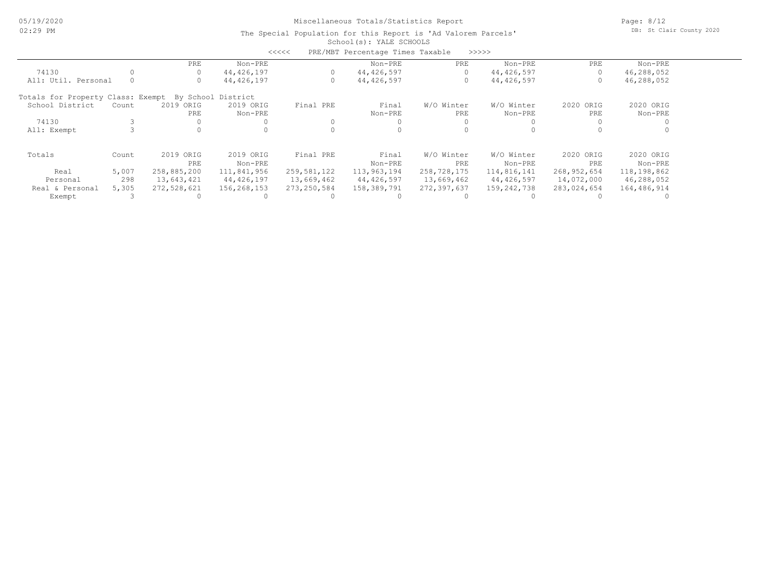Miscellaneous Totals/Statistics Report

The Special Population for this Report is 'Ad Valorem Parcels'

School(s): YALE SCHOOLS

<<<<< PRE/MBT Percentage Times Taxable >>>>>

| | | PRE | Non-PRE | | Non-PRE | PRE | Non-PRE | PRE | Non-PRE |
|---|---|---|---|---|---|---|---|---|---|
| 74130 | 0 | 0 | 44,426,197 | 0 | 44,426,597 | 0 | 44,426,597 | 0 | 46,288,052 |
| All: Util. Personal | 0 | 0 | 44,426,197 | 0 | 44,426,597 | 0 | 44,426,597 | 0 | 46,288,052 |

Totals for Property Class: Exempt By School District

| School District | Count | 2019 ORIG PRE | 2019 ORIG Non-PRE | Final PRE | Final Non-PRE | W/O Winter PRE | W/O Winter Non-PRE | 2020 ORIG PRE | 2020 ORIG Non-PRE |
|---|---|---|---|---|---|---|---|---|---|
| 74130 | 3 | 0 | 0 | 0 | 0 | 0 | 0 | 0 | 0 |
| All: Exempt | 3 | 0 | 0 | 0 | 0 | 0 | 0 | 0 | 0 |

| Totals | Count | 2019 ORIG PRE | 2019 ORIG Non-PRE | Final PRE | Final Non-PRE | W/O Winter PRE | W/O Winter Non-PRE | 2020 ORIG PRE | 2020 ORIG Non-PRE |
|---|---|---|---|---|---|---|---|---|---|
| Real | 5,007 | 258,885,200 | 111,841,956 | 259,581,122 | 113,963,194 | 258,728,175 | 114,816,141 | 268,952,654 | 118,198,862 |
| Personal | 298 | 13,643,421 | 44,426,197 | 13,669,462 | 44,426,597 | 13,669,462 | 44,426,597 | 14,072,000 | 46,288,052 |
| Real & Personal | 5,305 | 272,528,621 | 156,268,153 | 273,250,584 | 158,389,791 | 272,397,637 | 159,242,738 | 283,024,654 | 164,486,914 |
| Exempt | 3 | 0 | 0 | 0 | 0 | 0 | 0 | 0 | 0 |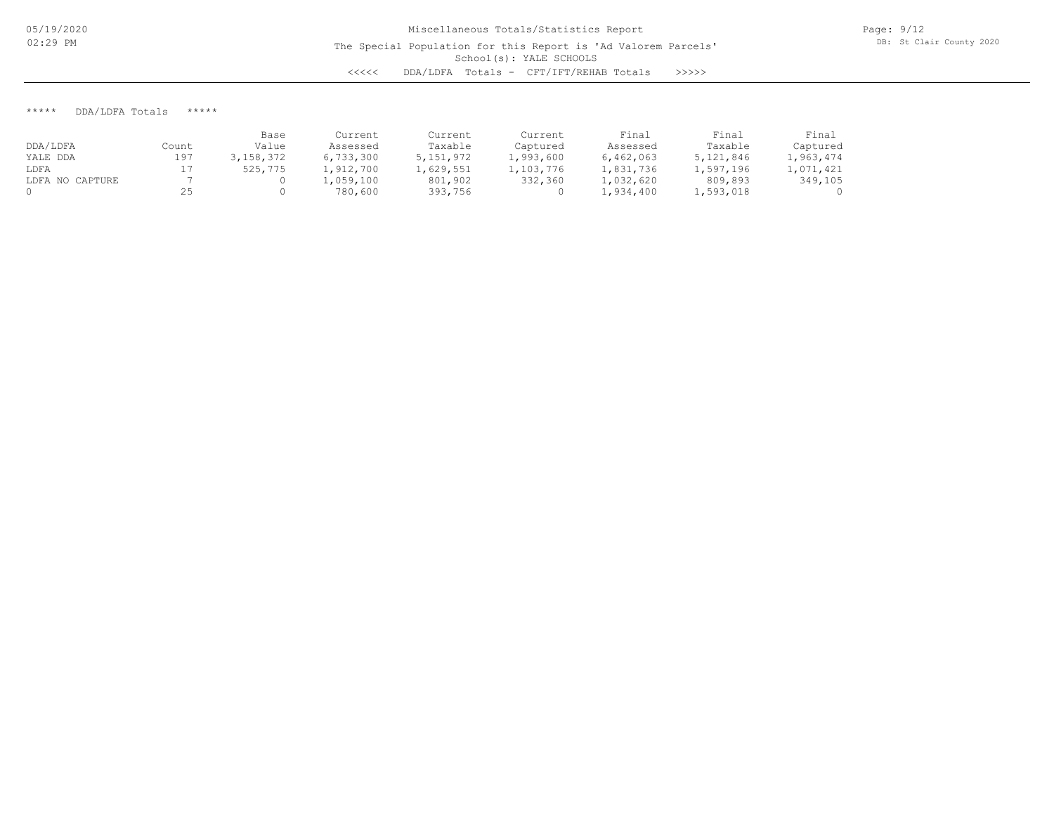Miscellaneous Totals/Statistics Report

The Special Population for this Report is 'Ad Valorem Parcels'

School(s): YALE SCHOOLS

<<<<< DDA/LDFA Totals - CFT/IFT/REHAB Totals >>>>>

***** DDA/LDFA Totals *****

| DDA/LDFA | Count | Base Value | Current Assessed | Current Taxable | Current Captured | Final Assessed | Final Taxable | Final Captured |
|---|---|---|---|---|---|---|---|---|
| YALE DDA | 197 | 3,158,372 | 6,733,300 | 5,151,972 | 1,993,600 | 6,462,063 | 5,121,846 | 1,963,474 |
| LDFA | 17 | 525,775 | 1,912,700 | 1,629,551 | 1,103,776 | 1,831,736 | 1,597,196 | 1,071,421 |
| LDFA NO CAPTURE | 7 | 0 | 1,059,100 | 801,902 | 332,360 | 1,032,620 | 809,893 | 349,105 |
| 0 | 25 | 0 | 780,600 | 393,756 | 0 | 1,934,400 | 1,593,018 | 0 |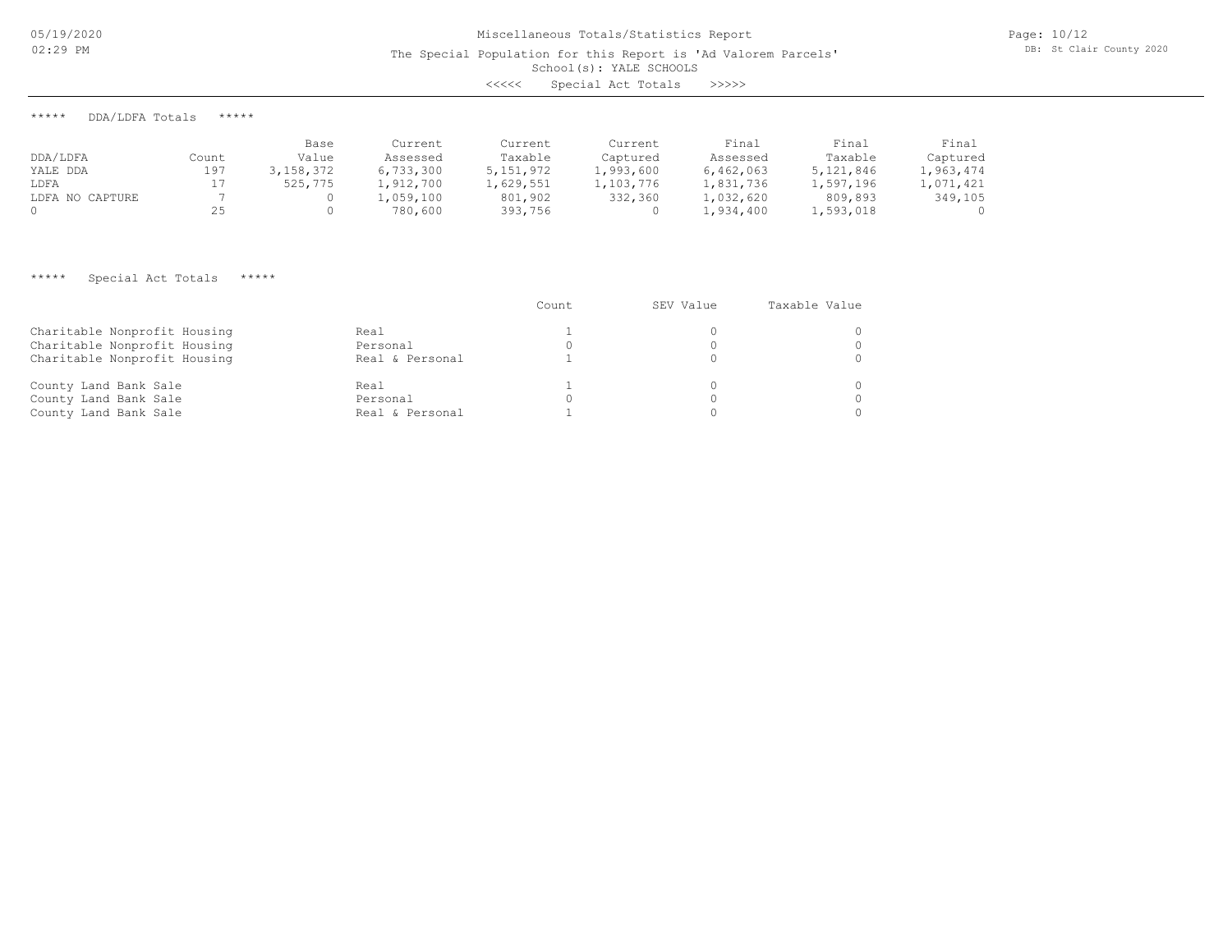# Miscellaneous Totals/Statistics Report

The Special Population for this Report is 'Ad Valorem Parcels'

School(s): YALE SCHOOLS

<<<<< Special Act Totals >>>>>

## ***** DDA/LDFA Totals *****

| DDA/LDFA | Count | Base Value | Current Assessed | Current Taxable | Current Captured | Final Assessed | Final Taxable | Final Captured |
|---|---|---|---|---|---|---|---|---|
| YALE DDA | 197 | 3,158,372 | 6,733,300 | 5,151,972 | 1,993,600 | 6,462,063 | 5,121,846 | 1,963,474 |
| LDFA | 17 | 525,775 | 1,912,700 | 1,629,551 | 1,103,776 | 1,831,736 | 1,597,196 | 1,071,421 |
| LDFA NO CAPTURE | 7 | 0 | 1,059,100 | 801,902 | 332,360 | 1,032,620 | 809,893 | 349,105 |
| 0 | 25 | 0 | 780,600 | 393,756 | 0 | 1,934,400 | 1,593,018 | 0 |

## ***** Special Act Totals *****

| | | Count | SEV Value | Taxable Value |
|---|---|---|---|---|
| Charitable Nonprofit Housing | Real | 1 | 0 | 0 |
| Charitable Nonprofit Housing | Personal | 0 | 0 | 0 |
| Charitable Nonprofit Housing | Real & Personal | 1 | 0 | 0 |
| County Land Bank Sale | Real | 1 | 0 | 0 |
| County Land Bank Sale | Personal | 0 | 0 | 0 |
| County Land Bank Sale | Real & Personal | 1 | 0 | 0 |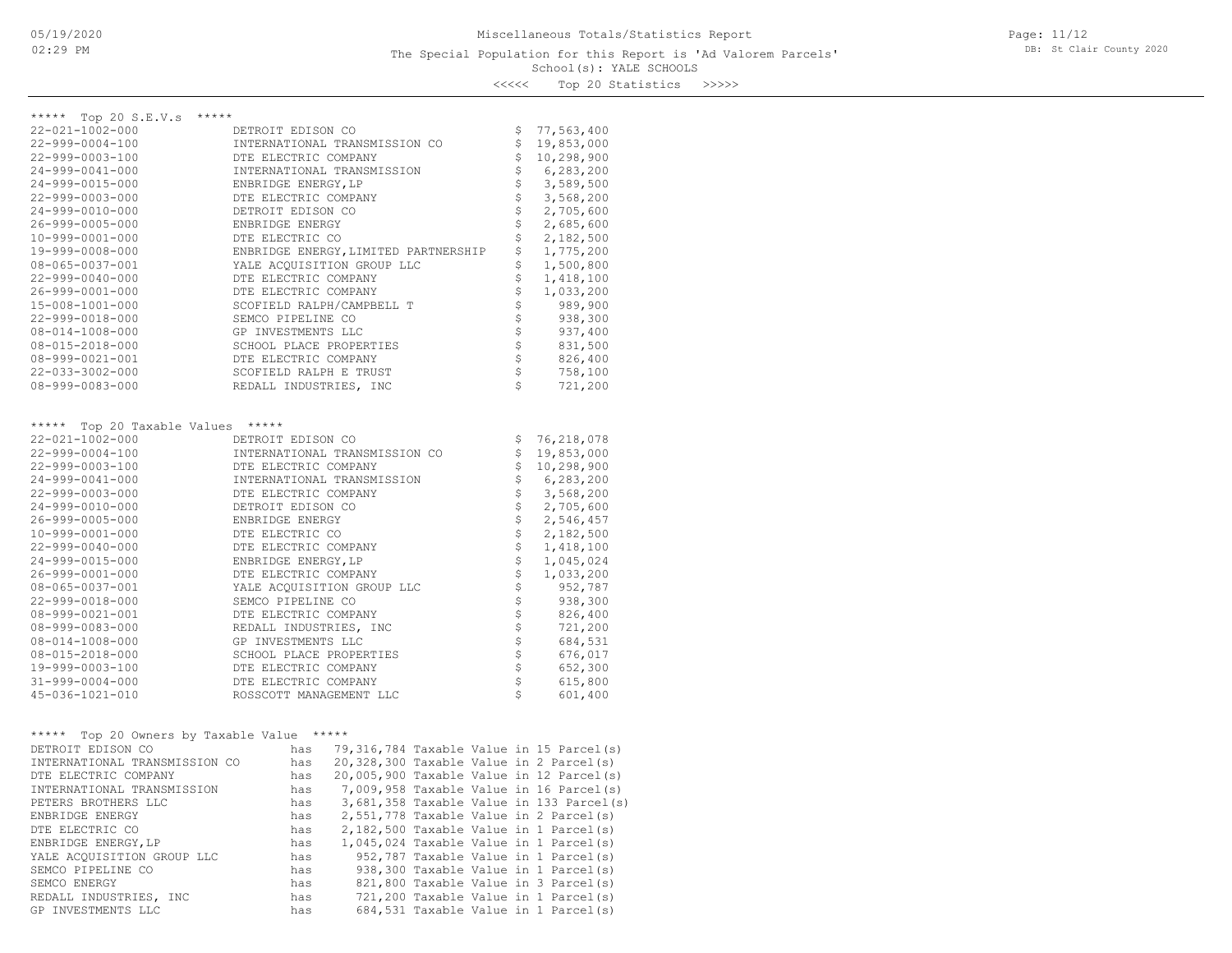# Miscellaneous Totals/Statistics Report

The Special Population for this Report is 'Ad Valorem Parcels'

School(s): YALE SCHOOLS

<<<<< Top 20 Statistics >>>>>

## ***** Top 20 S.E.V.s *****

| Parcel | Owner | S.E.V. |
|---|---|---|
| 22-021-1002-000 | DETROIT EDISON CO | $ 77,563,400 |
| 22-999-0004-100 | INTERNATIONAL TRANSMISSION CO | $ 19,853,000 |
| 22-999-0003-100 | DTE ELECTRIC COMPANY | $ 10,298,900 |
| 24-999-0041-000 | INTERNATIONAL TRANSMISSION | $ 6,283,200 |
| 24-999-0015-000 | ENBRIDGE ENERGY,LP | $ 3,589,500 |
| 22-999-0003-000 | DTE ELECTRIC COMPANY | $ 3,568,200 |
| 24-999-0010-000 | DETROIT EDISON CO | $ 2,705,600 |
| 26-999-0005-000 | ENBRIDGE ENERGY | $ 2,685,600 |
| 10-999-0001-000 | DTE ELECTRIC CO | $ 2,182,500 |
| 19-999-0008-000 | ENBRIDGE ENERGY,LIMITED PARTNERSHIP | $ 1,775,200 |
| 08-065-0037-001 | YALE ACQUISITION GROUP LLC | $ 1,500,800 |
| 22-999-0040-000 | DTE ELECTRIC COMPANY | $ 1,418,100 |
| 26-999-0001-000 | DTE ELECTRIC COMPANY | $ 1,033,200 |
| 15-008-1001-000 | SCOFIELD RALPH/CAMPBELL T | $ 989,900 |
| 22-999-0018-000 | SEMCO PIPELINE CO | $ 938,300 |
| 08-014-1008-000 | GP INVESTMENTS LLC | $ 937,400 |
| 08-015-2018-000 | SCHOOL PLACE PROPERTIES | $ 831,500 |
| 08-999-0021-001 | DTE ELECTRIC COMPANY | $ 826,400 |
| 22-033-3002-000 | SCOFIELD RALPH E TRUST | $ 758,100 |
| 08-999-0083-000 | REDALL INDUSTRIES, INC | $ 721,200 |

## ***** Top 20 Taxable Values *****

| Parcel | Owner | Taxable Value |
|---|---|---|
| 22-021-1002-000 | DETROIT EDISON CO | $ 76,218,078 |
| 22-999-0004-100 | INTERNATIONAL TRANSMISSION CO | $ 19,853,000 |
| 22-999-0003-100 | DTE ELECTRIC COMPANY | $ 10,298,900 |
| 24-999-0041-000 | INTERNATIONAL TRANSMISSION | $ 6,283,200 |
| 22-999-0003-000 | DTE ELECTRIC COMPANY | $ 3,568,200 |
| 24-999-0010-000 | DETROIT EDISON CO | $ 2,705,600 |
| 26-999-0005-000 | ENBRIDGE ENERGY | $ 2,546,457 |
| 10-999-0001-000 | DTE ELECTRIC CO | $ 2,182,500 |
| 22-999-0040-000 | DTE ELECTRIC COMPANY | $ 1,418,100 |
| 24-999-0015-000 | ENBRIDGE ENERGY,LP | $ 1,045,024 |
| 26-999-0001-000 | DTE ELECTRIC COMPANY | $ 1,033,200 |
| 08-065-0037-001 | YALE ACQUISITION GROUP LLC | $ 952,787 |
| 22-999-0018-000 | SEMCO PIPELINE CO | $ 938,300 |
| 08-999-0021-001 | DTE ELECTRIC COMPANY | $ 826,400 |
| 08-999-0083-000 | REDALL INDUSTRIES, INC | $ 721,200 |
| 08-014-1008-000 | GP INVESTMENTS LLC | $ 684,531 |
| 08-015-2018-000 | SCHOOL PLACE PROPERTIES | $ 676,017 |
| 19-999-0003-100 | DTE ELECTRIC COMPANY | $ 652,300 |
| 31-999-0004-000 | DTE ELECTRIC COMPANY | $ 615,800 |
| 45-036-1021-010 | ROSSCOTT MANAGEMENT LLC | $ 601,400 |

## ***** Top 20 Owners by Taxable Value *****

```
DETROIT EDISON CO               has  79,316,784 Taxable Value in 15 Parcel(s)
INTERNATIONAL TRANSMISSION CO   has  20,328,300 Taxable Value in 2 Parcel(s)
DTE ELECTRIC COMPANY            has  20,005,900 Taxable Value in 12 Parcel(s)
INTERNATIONAL TRANSMISSION      has   7,009,958 Taxable Value in 16 Parcel(s)
PETERS BROTHERS LLC             has   3,681,358 Taxable Value in 133 Parcel(s)
ENBRIDGE ENERGY                 has   2,551,778 Taxable Value in 2 Parcel(s)
DTE ELECTRIC CO                 has   2,182,500 Taxable Value in 1 Parcel(s)
ENBRIDGE ENERGY,LP              has   1,045,024 Taxable Value in 1 Parcel(s)
YALE ACQUISITION GROUP LLC      has     952,787 Taxable Value in 1 Parcel(s)
SEMCO PIPELINE CO               has     938,300 Taxable Value in 1 Parcel(s)
SEMCO ENERGY                    has     821,800 Taxable Value in 3 Parcel(s)
REDALL INDUSTRIES, INC          has     721,200 Taxable Value in 1 Parcel(s)
GP INVESTMENTS LLC              has     684,531 Taxable Value in 1 Parcel(s)
```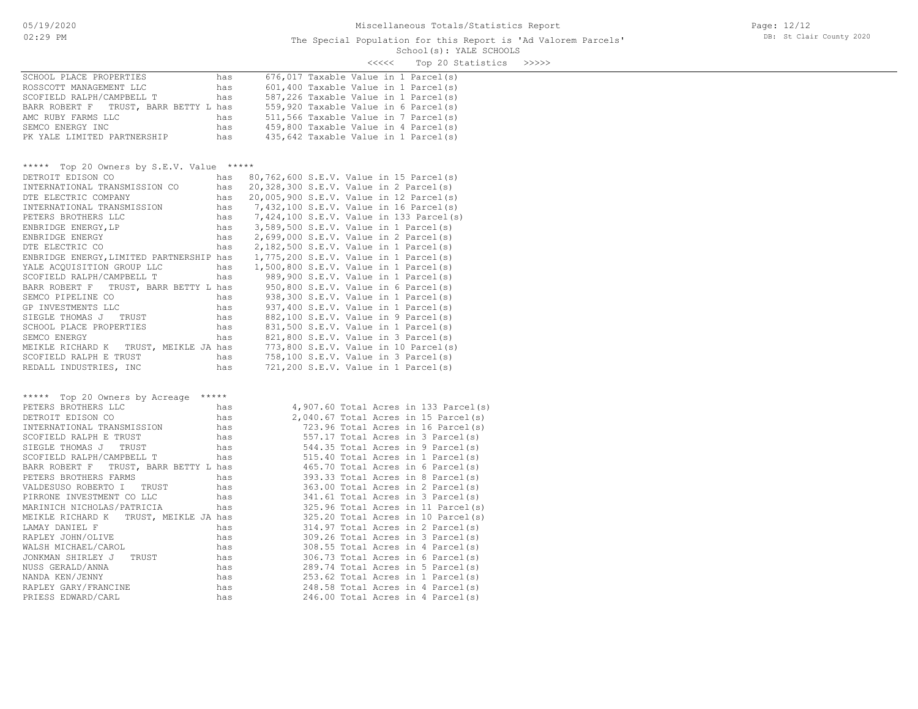Miscellaneous Totals/Statistics Report

The Special Population for this Report is 'Ad Valorem Parcels'

School(s): YALE SCHOOLS

<<<<< Top 20 Statistics >>>>>

```
SCHOOL PLACE PROPERTIES              has      676,017 Taxable Value in 1 Parcel(s)
ROSSCOTT MANAGEMENT LLC              has      601,400 Taxable Value in 1 Parcel(s)
SCOFIELD RALPH/CAMPBELL T            has      587,226 Taxable Value in 1 Parcel(s)
BARR ROBERT F   TRUST, BARR BETTY L has      559,920 Taxable Value in 6 Parcel(s)
AMC RUBY FARMS LLC                   has      511,566 Taxable Value in 7 Parcel(s)
SEMCO ENERGY INC                     has      459,800 Taxable Value in 4 Parcel(s)
PK YALE LIMITED PARTNERSHIP          has      435,642 Taxable Value in 1 Parcel(s)
```

```
*****  Top 20 Owners by S.E.V. Value  *****
DETROIT EDISON CO                    has  80,762,600 S.E.V. Value in 15 Parcel(s)
INTERNATIONAL TRANSMISSION CO        has  20,328,300 S.E.V. Value in 2 Parcel(s)
DTE ELECTRIC COMPANY                 has  20,005,900 S.E.V. Value in 12 Parcel(s)
INTERNATIONAL TRANSMISSION           has   7,432,100 S.E.V. Value in 16 Parcel(s)
PETERS BROTHERS LLC                  has   7,424,100 S.E.V. Value in 133 Parcel(s)
ENBRIDGE ENERGY,LP                   has   3,589,500 S.E.V. Value in 1 Parcel(s)
ENBRIDGE ENERGY                      has   2,699,000 S.E.V. Value in 2 Parcel(s)
DTE ELECTRIC CO                      has   2,182,500 S.E.V. Value in 1 Parcel(s)
ENBRIDGE ENERGY,LIMITED PARTNERSHIP has   1,775,200 S.E.V. Value in 1 Parcel(s)
YALE ACQUISITION GROUP LLC           has   1,500,800 S.E.V. Value in 1 Parcel(s)
SCOFIELD RALPH/CAMPBELL T            has     989,900 S.E.V. Value in 1 Parcel(s)
BARR ROBERT F   TRUST, BARR BETTY L has     950,800 S.E.V. Value in 6 Parcel(s)
SEMCO PIPELINE CO                    has     938,300 S.E.V. Value in 1 Parcel(s)
GP INVESTMENTS LLC                   has     937,400 S.E.V. Value in 1 Parcel(s)
SIEGLE THOMAS J   TRUST              has     882,100 S.E.V. Value in 9 Parcel(s)
SCHOOL PLACE PROPERTIES              has     831,500 S.E.V. Value in 1 Parcel(s)
SEMCO ENERGY                         has     821,800 S.E.V. Value in 3 Parcel(s)
MEIKLE RICHARD K   TRUST, MEIKLE JA has     773,800 S.E.V. Value in 10 Parcel(s)
SCOFIELD RALPH E TRUST               has     758,100 S.E.V. Value in 3 Parcel(s)
REDALL INDUSTRIES, INC               has     721,200 S.E.V. Value in 1 Parcel(s)
```

```
*****  Top 20 Owners by Acreage  *****
PETERS BROTHERS LLC                  has          4,907.60 Total Acres in 133 Parcel(s)
DETROIT EDISON CO                    has          2,040.67 Total Acres in 15 Parcel(s)
INTERNATIONAL TRANSMISSION           has            723.96 Total Acres in 16 Parcel(s)
SCOFIELD RALPH E TRUST               has            557.17 Total Acres in 3 Parcel(s)
SIEGLE THOMAS J   TRUST              has            544.35 Total Acres in 9 Parcel(s)
SCOFIELD RALPH/CAMPBELL T            has            515.40 Total Acres in 1 Parcel(s)
BARR ROBERT F   TRUST, BARR BETTY L has            465.70 Total Acres in 6 Parcel(s)
PETERS BROTHERS FARMS                has            393.33 Total Acres in 8 Parcel(s)
VALDESUSO ROBERTO I   TRUST          has            363.00 Total Acres in 2 Parcel(s)
PIRRONE INVESTMENT CO LLC            has            341.61 Total Acres in 3 Parcel(s)
MARINICH NICHOLAS/PATRICIA           has            325.96 Total Acres in 11 Parcel(s)
MEIKLE RICHARD K   TRUST, MEIKLE JA has            325.20 Total Acres in 10 Parcel(s)
LAMAY DANIEL F                       has            314.97 Total Acres in 2 Parcel(s)
RAPLEY JOHN/OLIVE                    has            309.26 Total Acres in 3 Parcel(s)
WALSH MICHAEL/CAROL                  has            308.55 Total Acres in 4 Parcel(s)
JONKMAN SHIRLEY J   TRUST            has            306.73 Total Acres in 6 Parcel(s)
NUSS GERALD/ANNA                     has            289.74 Total Acres in 5 Parcel(s)
NANDA KEN/JENNY                      has            253.62 Total Acres in 1 Parcel(s)
RAPLEY GARY/FRANCINE                 has            248.58 Total Acres in 4 Parcel(s)
PRIESS EDWARD/CARL                   has            246.00 Total Acres in 4 Parcel(s)
```